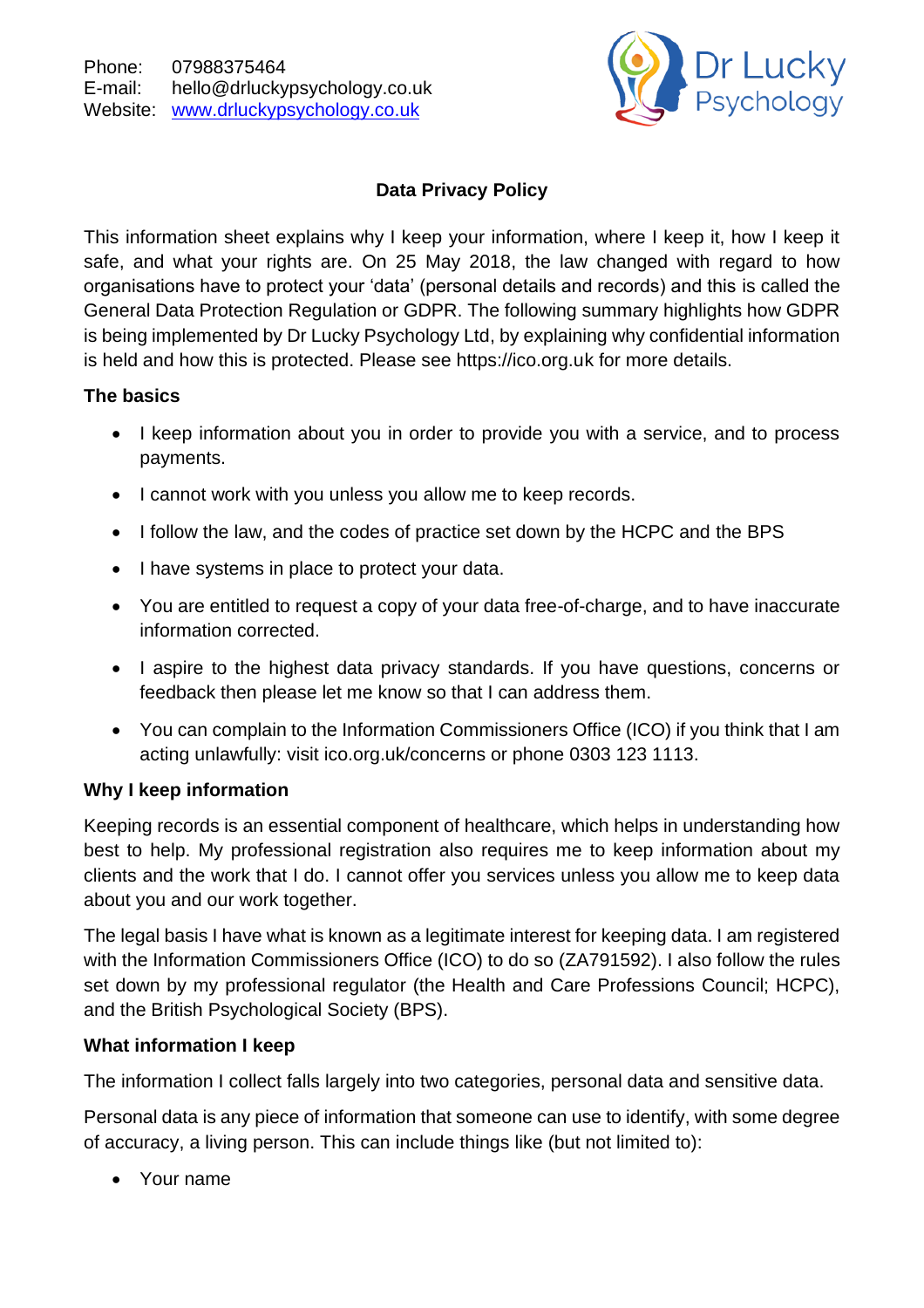Phone: 07988375464
E-mail: hello@drluckypsychology.co.uk
Website: www.drluckypsychology.co.uk

Dr Lucky Psychology

# Data Privacy Policy

This information sheet explains why I keep your information, where I keep it, how I keep it safe, and what your rights are. On 25 May 2018, the law changed with regard to how organisations have to protect your 'data' (personal details and records) and this is called the General Data Protection Regulation or GDPR. The following summary highlights how GDPR is being implemented by Dr Lucky Psychology Ltd, by explaining why confidential information is held and how this is protected. Please see https://ico.org.uk for more details.

## The basics

- I keep information about you in order to provide you with a service, and to process payments.
- I cannot work with you unless you allow me to keep records.
- I follow the law, and the codes of practice set down by the HCPC and the BPS
- I have systems in place to protect your data.
- You are entitled to request a copy of your data free-of-charge, and to have inaccurate information corrected.
- I aspire to the highest data privacy standards. If you have questions, concerns or feedback then please let me know so that I can address them.
- You can complain to the Information Commissioners Office (ICO) if you think that I am acting unlawfully: visit ico.org.uk/concerns or phone 0303 123 1113.

## Why I keep information

Keeping records is an essential component of healthcare, which helps in understanding how best to help. My professional registration also requires me to keep information about my clients and the work that I do. I cannot offer you services unless you allow me to keep data about you and our work together.

The legal basis I have what is known as a legitimate interest for keeping data. I am registered with the Information Commissioners Office (ICO) to do so (ZA791592). I also follow the rules set down by my professional regulator (the Health and Care Professions Council; HCPC), and the British Psychological Society (BPS).

## What information I keep

The information I collect falls largely into two categories, personal data and sensitive data.

Personal data is any piece of information that someone can use to identify, with some degree of accuracy, a living person. This can include things like (but not limited to):

- Your name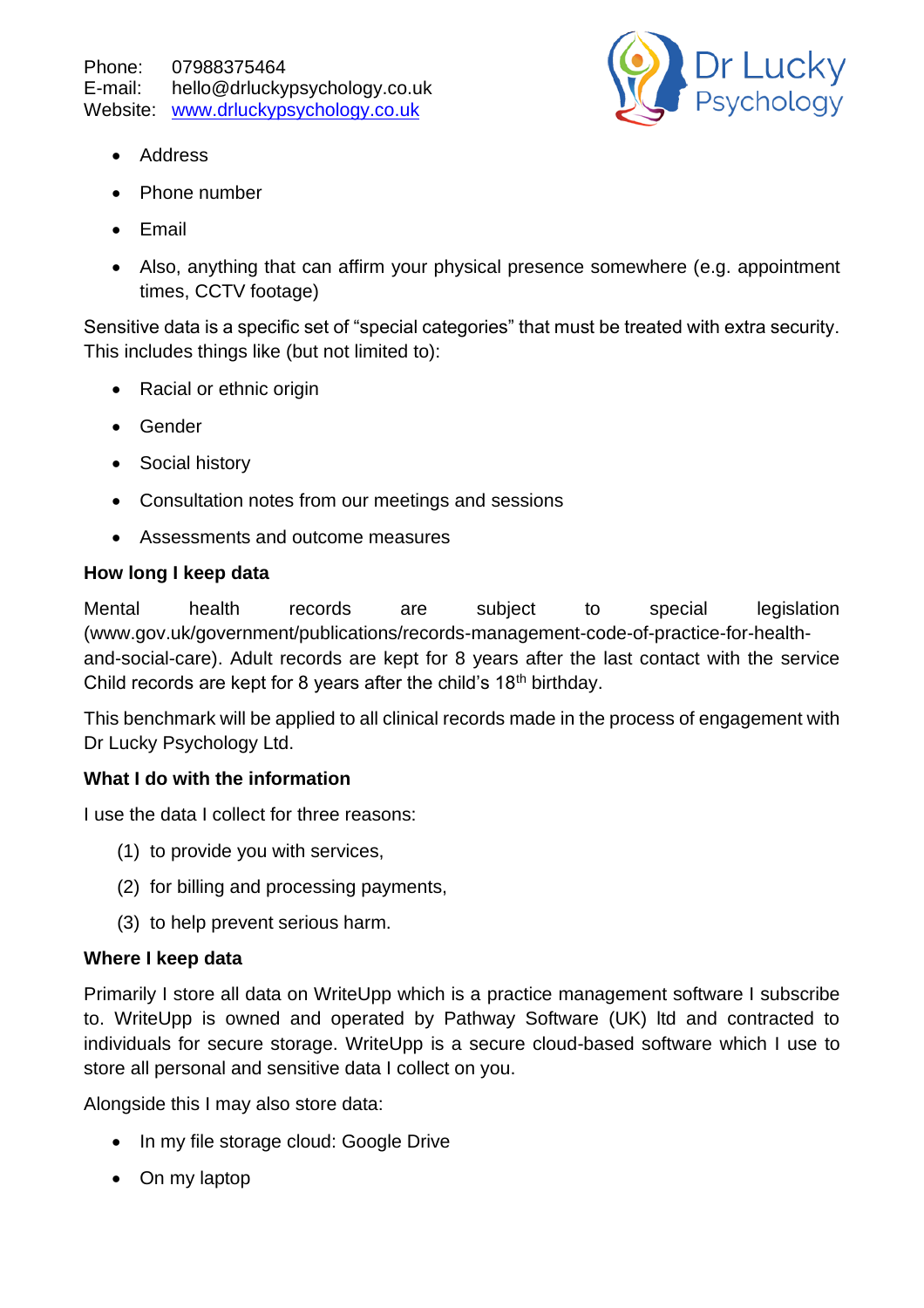Phone: 07988375464
E-mail: hello@drluckypsychology.co.uk
Website: www.drluckypsychology.co.uk

- Address
- Phone number
- Email
- Also, anything that can affirm your physical presence somewhere (e.g. appointment times, CCTV footage)

Sensitive data is a specific set of "special categories" that must be treated with extra security. This includes things like (but not limited to):

- Racial or ethnic origin
- Gender
- Social history
- Consultation notes from our meetings and sessions
- Assessments and outcome measures

**How long I keep data**

Mental health records are subject to special legislation (www.gov.uk/government/publications/records-management-code-of-practice-for-health-and-social-care). Adult records are kept for 8 years after the last contact with the service Child records are kept for 8 years after the child's 18th birthday.

This benchmark will be applied to all clinical records made in the process of engagement with Dr Lucky Psychology Ltd.

**What I do with the information**

I use the data I collect for three reasons:

(1) to provide you with services,

(2) for billing and processing payments,

(3) to help prevent serious harm.

**Where I keep data**

Primarily I store all data on WriteUpp which is a practice management software I subscribe to. WriteUpp is owned and operated by Pathway Software (UK) ltd and contracted to individuals for secure storage. WriteUpp is a secure cloud-based software which I use to store all personal and sensitive data I collect on you.

Alongside this I may also store data:

- In my file storage cloud: Google Drive
- On my laptop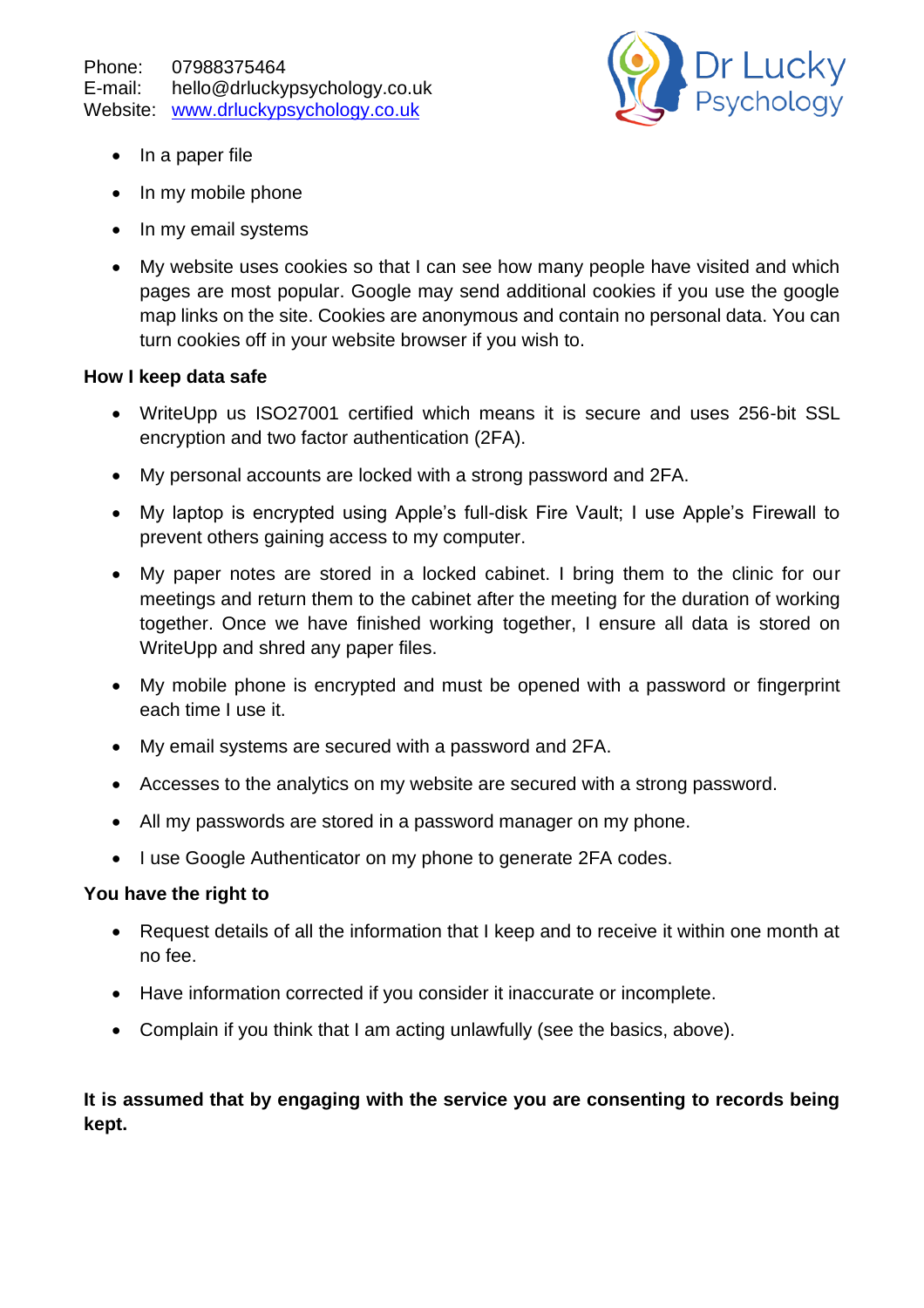- In a paper file
- In my mobile phone
- In my email systems
- My website uses cookies so that I can see how many people have visited and which pages are most popular. Google may send additional cookies if you use the google map links on the site. Cookies are anonymous and contain no personal data. You can turn cookies off in your website browser if you wish to.

**How I keep data safe**

- WriteUpp us ISO27001 certified which means it is secure and uses 256-bit SSL encryption and two factor authentication (2FA).
- My personal accounts are locked with a strong password and 2FA.
- My laptop is encrypted using Apple's full-disk Fire Vault; I use Apple's Firewall to prevent others gaining access to my computer.
- My paper notes are stored in a locked cabinet. I bring them to the clinic for our meetings and return them to the cabinet after the meeting for the duration of working together. Once we have finished working together, I ensure all data is stored on WriteUpp and shred any paper files.
- My mobile phone is encrypted and must be opened with a password or fingerprint each time I use it.
- My email systems are secured with a password and 2FA.
- Accesses to the analytics on my website are secured with a strong password.
- All my passwords are stored in a password manager on my phone.
- I use Google Authenticator on my phone to generate 2FA codes.

**You have the right to**

- Request details of all the information that I keep and to receive it within one month at no fee.
- Have information corrected if you consider it inaccurate or incomplete.
- Complain if you think that I am acting unlawfully (see the basics, above).

**It is assumed that by engaging with the service you are consenting to records being kept.**